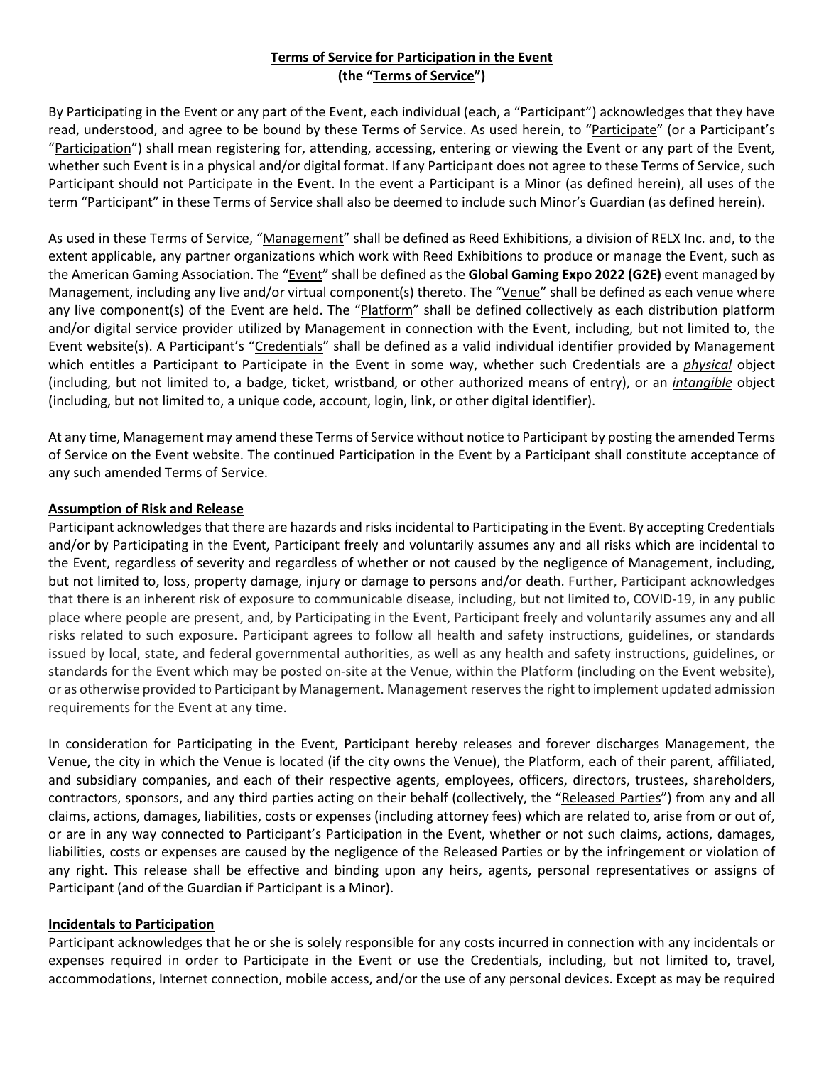# Terms of Service for Participation in the Event
## (the "Terms of Service")

By Participating in the Event or any part of the Event, each individual (each, a "Participant") acknowledges that they have read, understood, and agree to be bound by these Terms of Service. As used herein, to "Participate" (or a Participant's "Participation") shall mean registering for, attending, accessing, entering or viewing the Event or any part of the Event, whether such Event is in a physical and/or digital format. If any Participant does not agree to these Terms of Service, such Participant should not Participate in the Event. In the event a Participant is a Minor (as defined herein), all uses of the term "Participant" in these Terms of Service shall also be deemed to include such Minor's Guardian (as defined herein).

As used in these Terms of Service, "Management" shall be defined as Reed Exhibitions, a division of RELX Inc. and, to the extent applicable, any partner organizations which work with Reed Exhibitions to produce or manage the Event, such as the American Gaming Association. The "Event" shall be defined as the **Global Gaming Expo 2022 (G2E)** event managed by Management, including any live and/or virtual component(s) thereto. The "Venue" shall be defined as each venue where any live component(s) of the Event are held. The "Platform" shall be defined collectively as each distribution platform and/or digital service provider utilized by Management in connection with the Event, including, but not limited to, the Event website(s). A Participant's "Credentials" shall be defined as a valid individual identifier provided by Management which entitles a Participant to Participate in the Event in some way, whether such Credentials are a ***physical*** object (including, but not limited to, a badge, ticket, wristband, or other authorized means of entry), or an ***intangible*** object (including, but not limited to, a unique code, account, login, link, or other digital identifier).

At any time, Management may amend these Terms of Service without notice to Participant by posting the amended Terms of Service on the Event website. The continued Participation in the Event by a Participant shall constitute acceptance of any such amended Terms of Service.

### Assumption of Risk and Release

Participant acknowledges that there are hazards and risks incidental to Participating in the Event. By accepting Credentials and/or by Participating in the Event, Participant freely and voluntarily assumes any and all risks which are incidental to the Event, regardless of severity and regardless of whether or not caused by the negligence of Management, including, but not limited to, loss, property damage, injury or damage to persons and/or death. Further, Participant acknowledges that there is an inherent risk of exposure to communicable disease, including, but not limited to, COVID-19, in any public place where people are present, and, by Participating in the Event, Participant freely and voluntarily assumes any and all risks related to such exposure. Participant agrees to follow all health and safety instructions, guidelines, or standards issued by local, state, and federal governmental authorities, as well as any health and safety instructions, guidelines, or standards for the Event which may be posted on-site at the Venue, within the Platform (including on the Event website), or as otherwise provided to Participant by Management. Management reserves the right to implement updated admission requirements for the Event at any time.

In consideration for Participating in the Event, Participant hereby releases and forever discharges Management, the Venue, the city in which the Venue is located (if the city owns the Venue), the Platform, each of their parent, affiliated, and subsidiary companies, and each of their respective agents, employees, officers, directors, trustees, shareholders, contractors, sponsors, and any third parties acting on their behalf (collectively, the "Released Parties") from any and all claims, actions, damages, liabilities, costs or expenses (including attorney fees) which are related to, arise from or out of, or are in any way connected to Participant's Participation in the Event, whether or not such claims, actions, damages, liabilities, costs or expenses are caused by the negligence of the Released Parties or by the infringement or violation of any right. This release shall be effective and binding upon any heirs, agents, personal representatives or assigns of Participant (and of the Guardian if Participant is a Minor).

### Incidentals to Participation

Participant acknowledges that he or she is solely responsible for any costs incurred in connection with any incidentals or expenses required in order to Participate in the Event or use the Credentials, including, but not limited to, travel, accommodations, Internet connection, mobile access, and/or the use of any personal devices. Except as may be required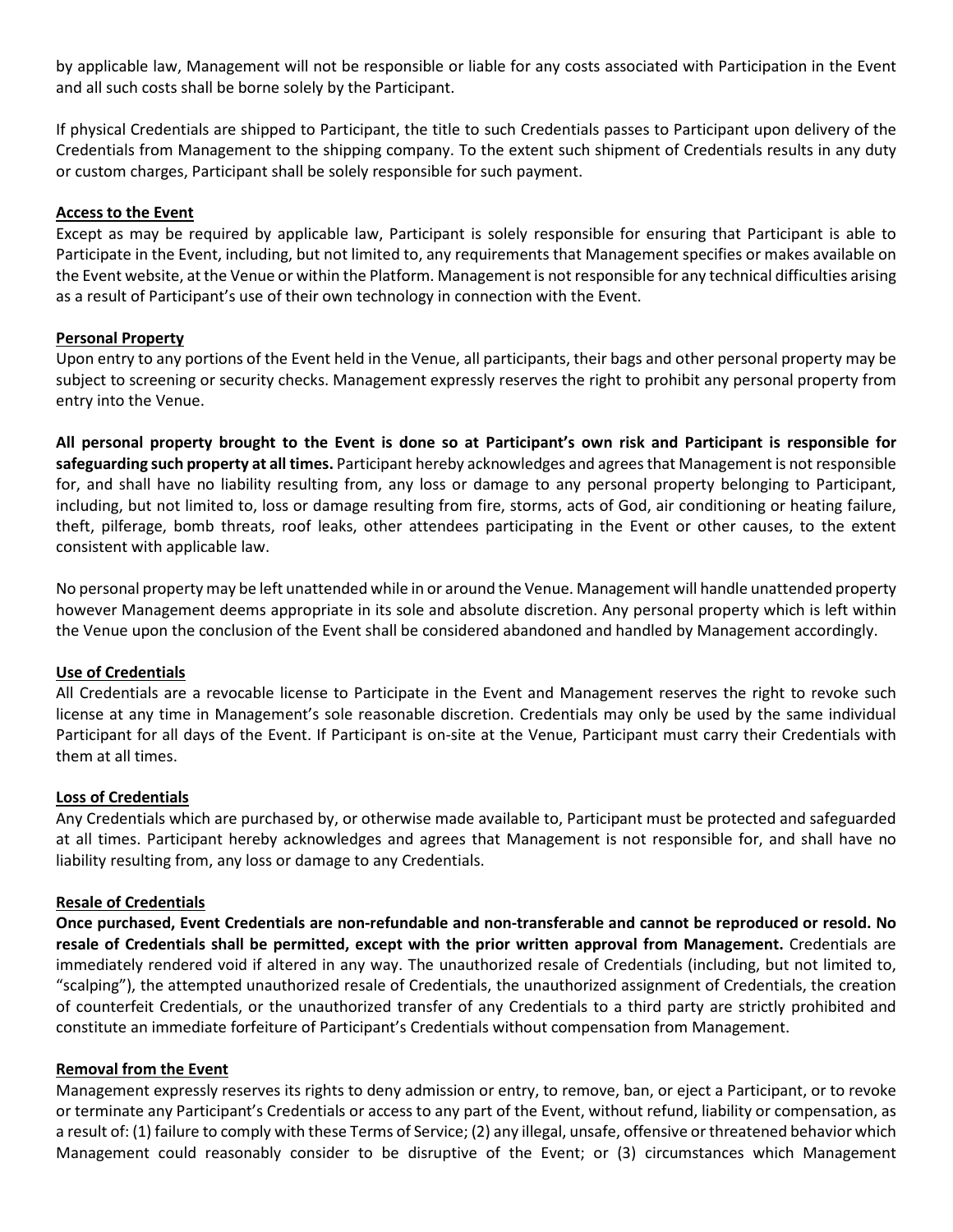by applicable law, Management will not be responsible or liable for any costs associated with Participation in the Event and all such costs shall be borne solely by the Participant.

If physical Credentials are shipped to Participant, the title to such Credentials passes to Participant upon delivery of the Credentials from Management to the shipping company. To the extent such shipment of Credentials results in any duty or custom charges, Participant shall be solely responsible for such payment.

## Access to the Event

Except as may be required by applicable law, Participant is solely responsible for ensuring that Participant is able to Participate in the Event, including, but not limited to, any requirements that Management specifies or makes available on the Event website, at the Venue or within the Platform. Management is not responsible for any technical difficulties arising as a result of Participant's use of their own technology in connection with the Event.

## Personal Property

Upon entry to any portions of the Event held in the Venue, all participants, their bags and other personal property may be subject to screening or security checks. Management expressly reserves the right to prohibit any personal property from entry into the Venue.

**All personal property brought to the Event is done so at Participant's own risk and Participant is responsible for safeguarding such property at all times.** Participant hereby acknowledges and agrees that Management is not responsible for, and shall have no liability resulting from, any loss or damage to any personal property belonging to Participant, including, but not limited to, loss or damage resulting from fire, storms, acts of God, air conditioning or heating failure, theft, pilferage, bomb threats, roof leaks, other attendees participating in the Event or other causes, to the extent consistent with applicable law.

No personal property may be left unattended while in or around the Venue. Management will handle unattended property however Management deems appropriate in its sole and absolute discretion. Any personal property which is left within the Venue upon the conclusion of the Event shall be considered abandoned and handled by Management accordingly.

## Use of Credentials

All Credentials are a revocable license to Participate in the Event and Management reserves the right to revoke such license at any time in Management's sole reasonable discretion. Credentials may only be used by the same individual Participant for all days of the Event. If Participant is on-site at the Venue, Participant must carry their Credentials with them at all times.

## Loss of Credentials

Any Credentials which are purchased by, or otherwise made available to, Participant must be protected and safeguarded at all times. Participant hereby acknowledges and agrees that Management is not responsible for, and shall have no liability resulting from, any loss or damage to any Credentials.

## Resale of Credentials

**Once purchased, Event Credentials are non-refundable and non-transferable and cannot be reproduced or resold. No resale of Credentials shall be permitted, except with the prior written approval from Management.** Credentials are immediately rendered void if altered in any way. The unauthorized resale of Credentials (including, but not limited to, "scalping"), the attempted unauthorized resale of Credentials, the unauthorized assignment of Credentials, the creation of counterfeit Credentials, or the unauthorized transfer of any Credentials to a third party are strictly prohibited and constitute an immediate forfeiture of Participant's Credentials without compensation from Management.

## Removal from the Event

Management expressly reserves its rights to deny admission or entry, to remove, ban, or eject a Participant, or to revoke or terminate any Participant's Credentials or access to any part of the Event, without refund, liability or compensation, as a result of: (1) failure to comply with these Terms of Service; (2) any illegal, unsafe, offensive or threatened behavior which Management could reasonably consider to be disruptive of the Event; or (3) circumstances which Management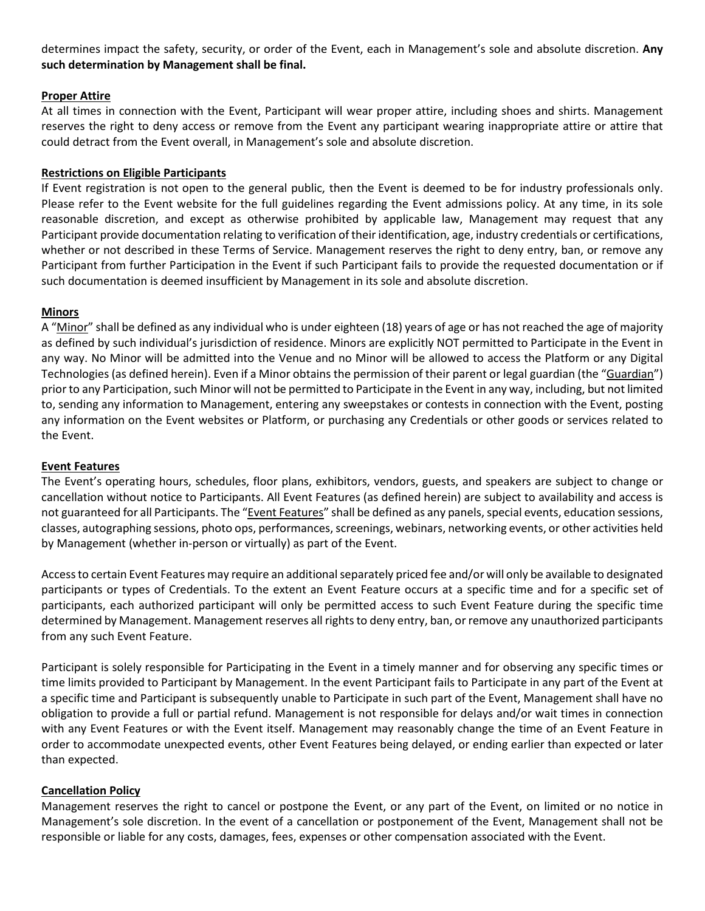determines impact the safety, security, or order of the Event, each in Management's sole and absolute discretion. **Any such determination by Management shall be final.**

**Proper Attire**

At all times in connection with the Event, Participant will wear proper attire, including shoes and shirts. Management reserves the right to deny access or remove from the Event any participant wearing inappropriate attire or attire that could detract from the Event overall, in Management's sole and absolute discretion.

**Restrictions on Eligible Participants**

If Event registration is not open to the general public, then the Event is deemed to be for industry professionals only. Please refer to the Event website for the full guidelines regarding the Event admissions policy. At any time, in its sole reasonable discretion, and except as otherwise prohibited by applicable law, Management may request that any Participant provide documentation relating to verification of their identification, age, industry credentials or certifications, whether or not described in these Terms of Service. Management reserves the right to deny entry, ban, or remove any Participant from further Participation in the Event if such Participant fails to provide the requested documentation or if such documentation is deemed insufficient by Management in its sole and absolute discretion.

**Minors**

A "Minor" shall be defined as any individual who is under eighteen (18) years of age or has not reached the age of majority as defined by such individual's jurisdiction of residence. Minors are explicitly NOT permitted to Participate in the Event in any way. No Minor will be admitted into the Venue and no Minor will be allowed to access the Platform or any Digital Technologies (as defined herein). Even if a Minor obtains the permission of their parent or legal guardian (the "Guardian") prior to any Participation, such Minor will not be permitted to Participate in the Event in any way, including, but not limited to, sending any information to Management, entering any sweepstakes or contests in connection with the Event, posting any information on the Event websites or Platform, or purchasing any Credentials or other goods or services related to the Event.

**Event Features**

The Event's operating hours, schedules, floor plans, exhibitors, vendors, guests, and speakers are subject to change or cancellation without notice to Participants. All Event Features (as defined herein) are subject to availability and access is not guaranteed for all Participants. The "Event Features" shall be defined as any panels, special events, education sessions, classes, autographing sessions, photo ops, performances, screenings, webinars, networking events, or other activities held by Management (whether in-person or virtually) as part of the Event.

Access to certain Event Features may require an additional separately priced fee and/or will only be available to designated participants or types of Credentials. To the extent an Event Feature occurs at a specific time and for a specific set of participants, each authorized participant will only be permitted access to such Event Feature during the specific time determined by Management. Management reserves all rights to deny entry, ban, or remove any unauthorized participants from any such Event Feature.

Participant is solely responsible for Participating in the Event in a timely manner and for observing any specific times or time limits provided to Participant by Management. In the event Participant fails to Participate in any part of the Event at a specific time and Participant is subsequently unable to Participate in such part of the Event, Management shall have no obligation to provide a full or partial refund. Management is not responsible for delays and/or wait times in connection with any Event Features or with the Event itself. Management may reasonably change the time of an Event Feature in order to accommodate unexpected events, other Event Features being delayed, or ending earlier than expected or later than expected.

**Cancellation Policy**

Management reserves the right to cancel or postpone the Event, or any part of the Event, on limited or no notice in Management's sole discretion. In the event of a cancellation or postponement of the Event, Management shall not be responsible or liable for any costs, damages, fees, expenses or other compensation associated with the Event.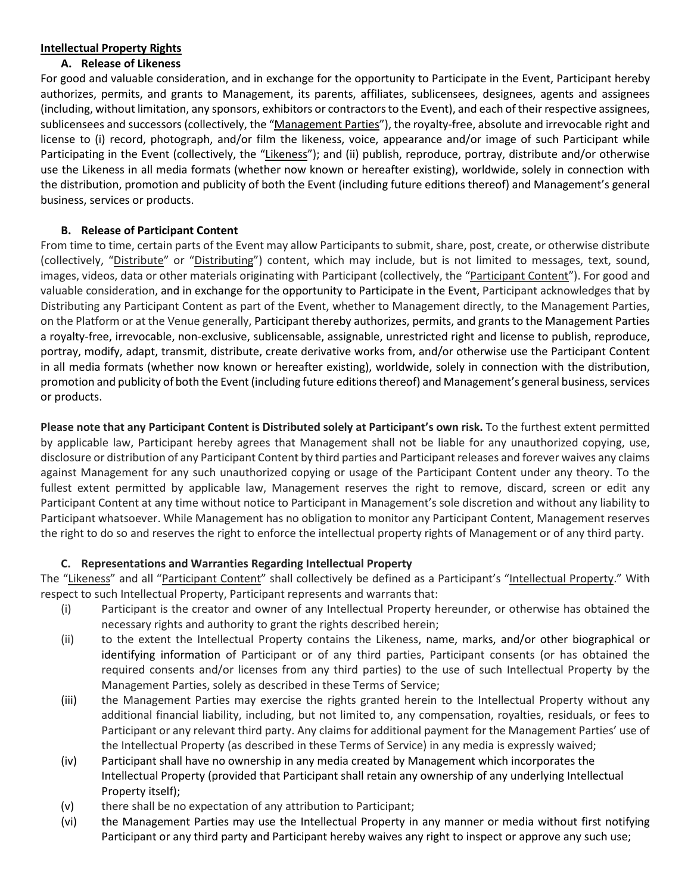**Intellectual Property Rights**

### A. Release of Likeness

For good and valuable consideration, and in exchange for the opportunity to Participate in the Event, Participant hereby authorizes, permits, and grants to Management, its parents, affiliates, sublicensees, designees, agents and assignees (including, without limitation, any sponsors, exhibitors or contractors to the Event), and each of their respective assignees, sublicensees and successors (collectively, the "Management Parties"), the royalty-free, absolute and irrevocable right and license to (i) record, photograph, and/or film the likeness, voice, appearance and/or image of such Participant while Participating in the Event (collectively, the "Likeness"); and (ii) publish, reproduce, portray, distribute and/or otherwise use the Likeness in all media formats (whether now known or hereafter existing), worldwide, solely in connection with the distribution, promotion and publicity of both the Event (including future editions thereof) and Management's general business, services or products.

### B. Release of Participant Content

From time to time, certain parts of the Event may allow Participants to submit, share, post, create, or otherwise distribute (collectively, "Distribute" or "Distributing") content, which may include, but is not limited to messages, text, sound, images, videos, data or other materials originating with Participant (collectively, the "Participant Content"). For good and valuable consideration, and in exchange for the opportunity to Participate in the Event, Participant acknowledges that by Distributing any Participant Content as part of the Event, whether to Management directly, to the Management Parties, on the Platform or at the Venue generally, Participant thereby authorizes, permits, and grants to the Management Parties a royalty-free, irrevocable, non-exclusive, sublicensable, assignable, unrestricted right and license to publish, reproduce, portray, modify, adapt, transmit, distribute, create derivative works from, and/or otherwise use the Participant Content in all media formats (whether now known or hereafter existing), worldwide, solely in connection with the distribution, promotion and publicity of both the Event (including future editions thereof) and Management's general business, services or products.

**Please note that any Participant Content is Distributed solely at Participant's own risk.** To the furthest extent permitted by applicable law, Participant hereby agrees that Management shall not be liable for any unauthorized copying, use, disclosure or distribution of any Participant Content by third parties and Participant releases and forever waives any claims against Management for any such unauthorized copying or usage of the Participant Content under any theory. To the fullest extent permitted by applicable law, Management reserves the right to remove, discard, screen or edit any Participant Content at any time without notice to Participant in Management's sole discretion and without any liability to Participant whatsoever. While Management has no obligation to monitor any Participant Content, Management reserves the right to do so and reserves the right to enforce the intellectual property rights of Management or of any third party.

### C. Representations and Warranties Regarding Intellectual Property

The "Likeness" and all "Participant Content" shall collectively be defined as a Participant's "Intellectual Property." With respect to such Intellectual Property, Participant represents and warrants that:

(i) Participant is the creator and owner of any Intellectual Property hereunder, or otherwise has obtained the necessary rights and authority to grant the rights described herein;

(ii) to the extent the Intellectual Property contains the Likeness, name, marks, and/or other biographical or identifying information of Participant or of any third parties, Participant consents (or has obtained the required consents and/or licenses from any third parties) to the use of such Intellectual Property by the Management Parties, solely as described in these Terms of Service;

(iii) the Management Parties may exercise the rights granted herein to the Intellectual Property without any additional financial liability, including, but not limited to, any compensation, royalties, residuals, or fees to Participant or any relevant third party. Any claims for additional payment for the Management Parties' use of the Intellectual Property (as described in these Terms of Service) in any media is expressly waived;

(iv) Participant shall have no ownership in any media created by Management which incorporates the Intellectual Property (provided that Participant shall retain any ownership of any underlying Intellectual Property itself);

(v) there shall be no expectation of any attribution to Participant;

(vi) the Management Parties may use the Intellectual Property in any manner or media without first notifying Participant or any third party and Participant hereby waives any right to inspect or approve any such use;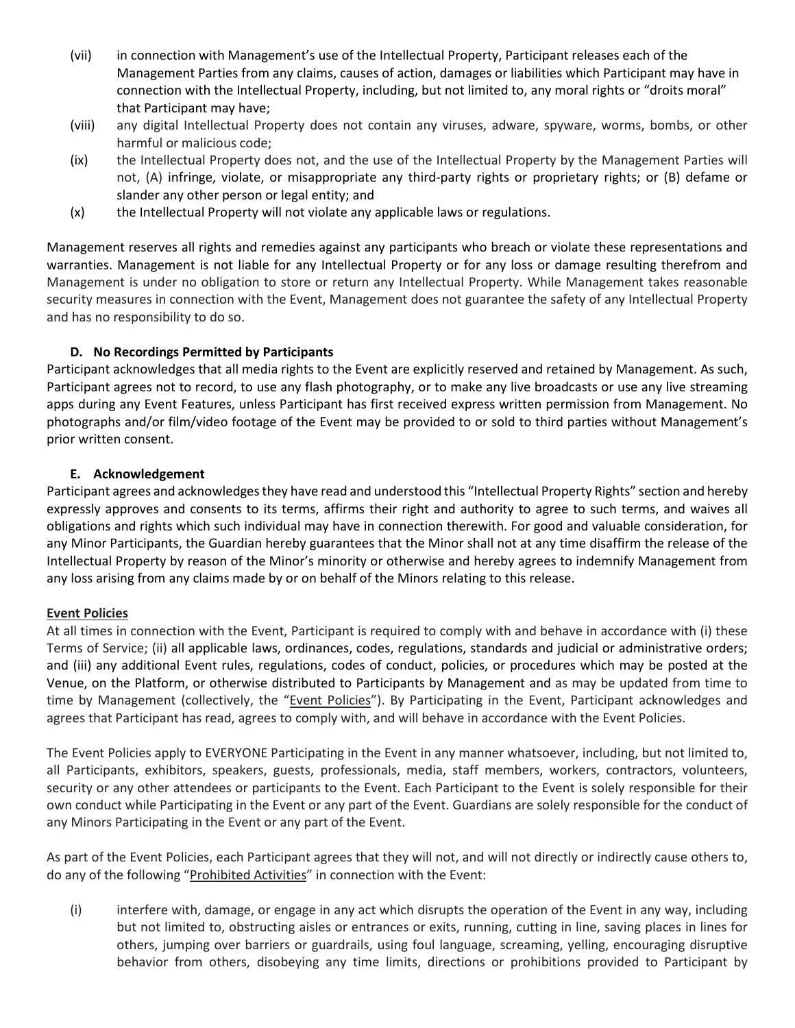(vii) in connection with Management's use of the Intellectual Property, Participant releases each of the Management Parties from any claims, causes of action, damages or liabilities which Participant may have in connection with the Intellectual Property, including, but not limited to, any moral rights or "droits moral" that Participant may have;

(viii) any digital Intellectual Property does not contain any viruses, adware, spyware, worms, bombs, or other harmful or malicious code;

(ix) the Intellectual Property does not, and the use of the Intellectual Property by the Management Parties will not, (A) infringe, violate, or misappropriate any third-party rights or proprietary rights; or (B) defame or slander any other person or legal entity; and

(x) the Intellectual Property will not violate any applicable laws or regulations.

Management reserves all rights and remedies against any participants who breach or violate these representations and warranties. Management is not liable for any Intellectual Property or for any loss or damage resulting therefrom and Management is under no obligation to store or return any Intellectual Property. While Management takes reasonable security measures in connection with the Event, Management does not guarantee the safety of any Intellectual Property and has no responsibility to do so.

**D. No Recordings Permitted by Participants**

Participant acknowledges that all media rights to the Event are explicitly reserved and retained by Management. As such, Participant agrees not to record, to use any flash photography, or to make any live broadcasts or use any live streaming apps during any Event Features, unless Participant has first received express written permission from Management. No photographs and/or film/video footage of the Event may be provided to or sold to third parties without Management's prior written consent.

**E. Acknowledgement**

Participant agrees and acknowledges they have read and understood this "Intellectual Property Rights" section and hereby expressly approves and consents to its terms, affirms their right and authority to agree to such terms, and waives all obligations and rights which such individual may have in connection therewith. For good and valuable consideration, for any Minor Participants, the Guardian hereby guarantees that the Minor shall not at any time disaffirm the release of the Intellectual Property by reason of the Minor's minority or otherwise and hereby agrees to indemnify Management from any loss arising from any claims made by or on behalf of the Minors relating to this release.

**Event Policies**

At all times in connection with the Event, Participant is required to comply with and behave in accordance with (i) these Terms of Service; (ii) all applicable laws, ordinances, codes, regulations, standards and judicial or administrative orders; and (iii) any additional Event rules, regulations, codes of conduct, policies, or procedures which may be posted at the Venue, on the Platform, or otherwise distributed to Participants by Management and as may be updated from time to time by Management (collectively, the "Event Policies"). By Participating in the Event, Participant acknowledges and agrees that Participant has read, agrees to comply with, and will behave in accordance with the Event Policies.

The Event Policies apply to EVERYONE Participating in the Event in any manner whatsoever, including, but not limited to, all Participants, exhibitors, speakers, guests, professionals, media, staff members, workers, contractors, volunteers, security or any other attendees or participants to the Event. Each Participant to the Event is solely responsible for their own conduct while Participating in the Event or any part of the Event. Guardians are solely responsible for the conduct of any Minors Participating in the Event or any part of the Event.

As part of the Event Policies, each Participant agrees that they will not, and will not directly or indirectly cause others to, do any of the following "Prohibited Activities" in connection with the Event:

(i) interfere with, damage, or engage in any act which disrupts the operation of the Event in any way, including but not limited to, obstructing aisles or entrances or exits, running, cutting in line, saving places in lines for others, jumping over barriers or guardrails, using foul language, screaming, yelling, encouraging disruptive behavior from others, disobeying any time limits, directions or prohibitions provided to Participant by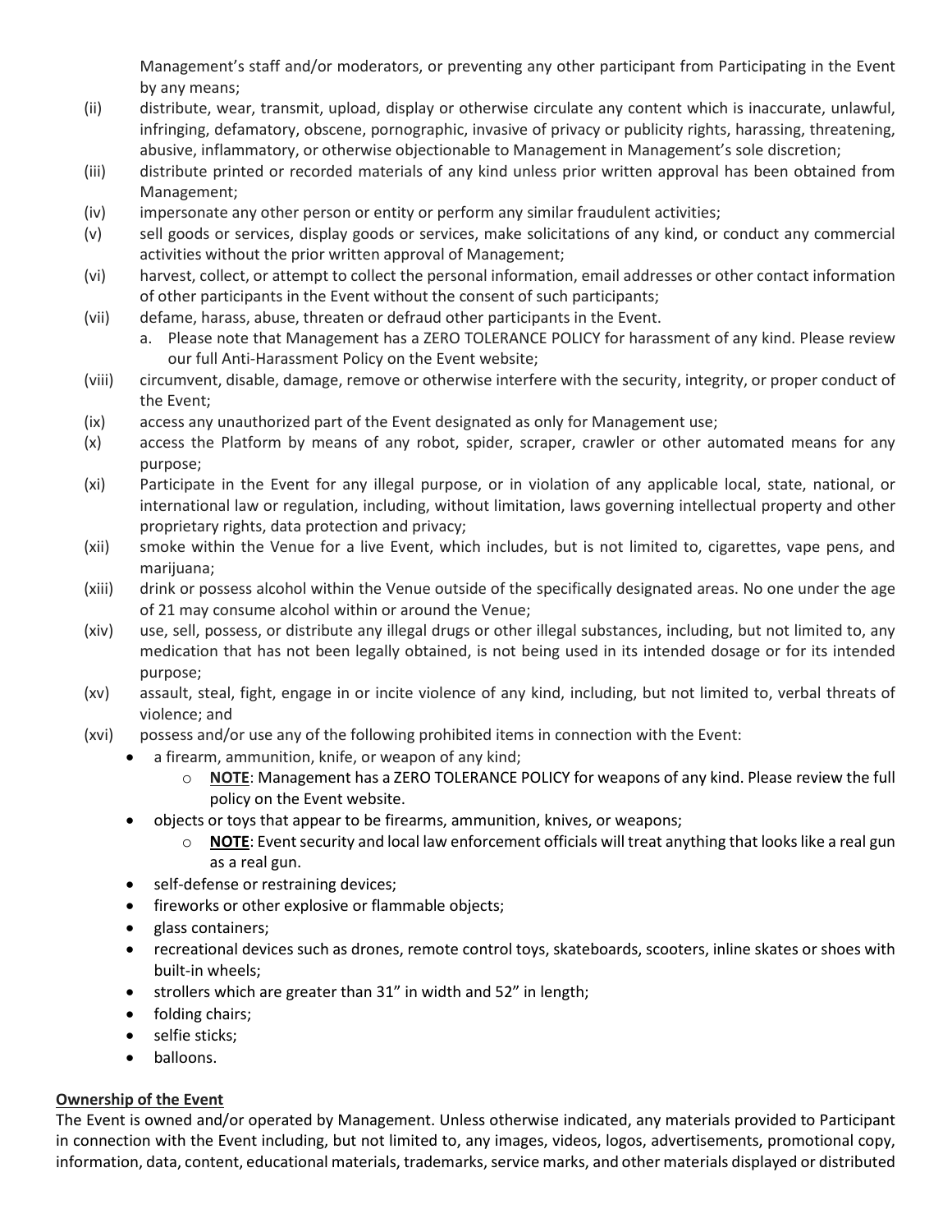Management's staff and/or moderators, or preventing any other participant from Participating in the Event by any means;

(ii) distribute, wear, transmit, upload, display or otherwise circulate any content which is inaccurate, unlawful, infringing, defamatory, obscene, pornographic, invasive of privacy or publicity rights, harassing, threatening, abusive, inflammatory, or otherwise objectionable to Management in Management's sole discretion;

(iii) distribute printed or recorded materials of any kind unless prior written approval has been obtained from Management;

(iv) impersonate any other person or entity or perform any similar fraudulent activities;

(v) sell goods or services, display goods or services, make solicitations of any kind, or conduct any commercial activities without the prior written approval of Management;

(vi) harvest, collect, or attempt to collect the personal information, email addresses or other contact information of other participants in the Event without the consent of such participants;

(vii) defame, harass, abuse, threaten or defraud other participants in the Event.
   a. Please note that Management has a ZERO TOLERANCE POLICY for harassment of any kind. Please review our full Anti-Harassment Policy on the Event website;

(viii) circumvent, disable, damage, remove or otherwise interfere with the security, integrity, or proper conduct of the Event;

(ix) access any unauthorized part of the Event designated as only for Management use;

(x) access the Platform by means of any robot, spider, scraper, crawler or other automated means for any purpose;

(xi) Participate in the Event for any illegal purpose, or in violation of any applicable local, state, national, or international law or regulation, including, without limitation, laws governing intellectual property and other proprietary rights, data protection and privacy;

(xii) smoke within the Venue for a live Event, which includes, but is not limited to, cigarettes, vape pens, and marijuana;

(xiii) drink or possess alcohol within the Venue outside of the specifically designated areas. No one under the age of 21 may consume alcohol within or around the Venue;

(xiv) use, sell, possess, or distribute any illegal drugs or other illegal substances, including, but not limited to, any medication that has not been legally obtained, is not being used in its intended dosage or for its intended purpose;

(xv) assault, steal, fight, engage in or incite violence of any kind, including, but not limited to, verbal threats of violence; and

(xvi) possess and/or use any of the following prohibited items in connection with the Event:
- a firearm, ammunition, knife, or weapon of any kind;
  - **NOTE**: Management has a ZERO TOLERANCE POLICY for weapons of any kind. Please review the full policy on the Event website.
- objects or toys that appear to be firearms, ammunition, knives, or weapons;
  - **NOTE**: Event security and local law enforcement officials will treat anything that looks like a real gun as a real gun.
- self-defense or restraining devices;
- fireworks or other explosive or flammable objects;
- glass containers;
- recreational devices such as drones, remote control toys, skateboards, scooters, inline skates or shoes with built-in wheels;
- strollers which are greater than 31" in width and 52" in length;
- folding chairs;
- selfie sticks;
- balloons.

**Ownership of the Event**

The Event is owned and/or operated by Management. Unless otherwise indicated, any materials provided to Participant in connection with the Event including, but not limited to, any images, videos, logos, advertisements, promotional copy, information, data, content, educational materials, trademarks, service marks, and other materials displayed or distributed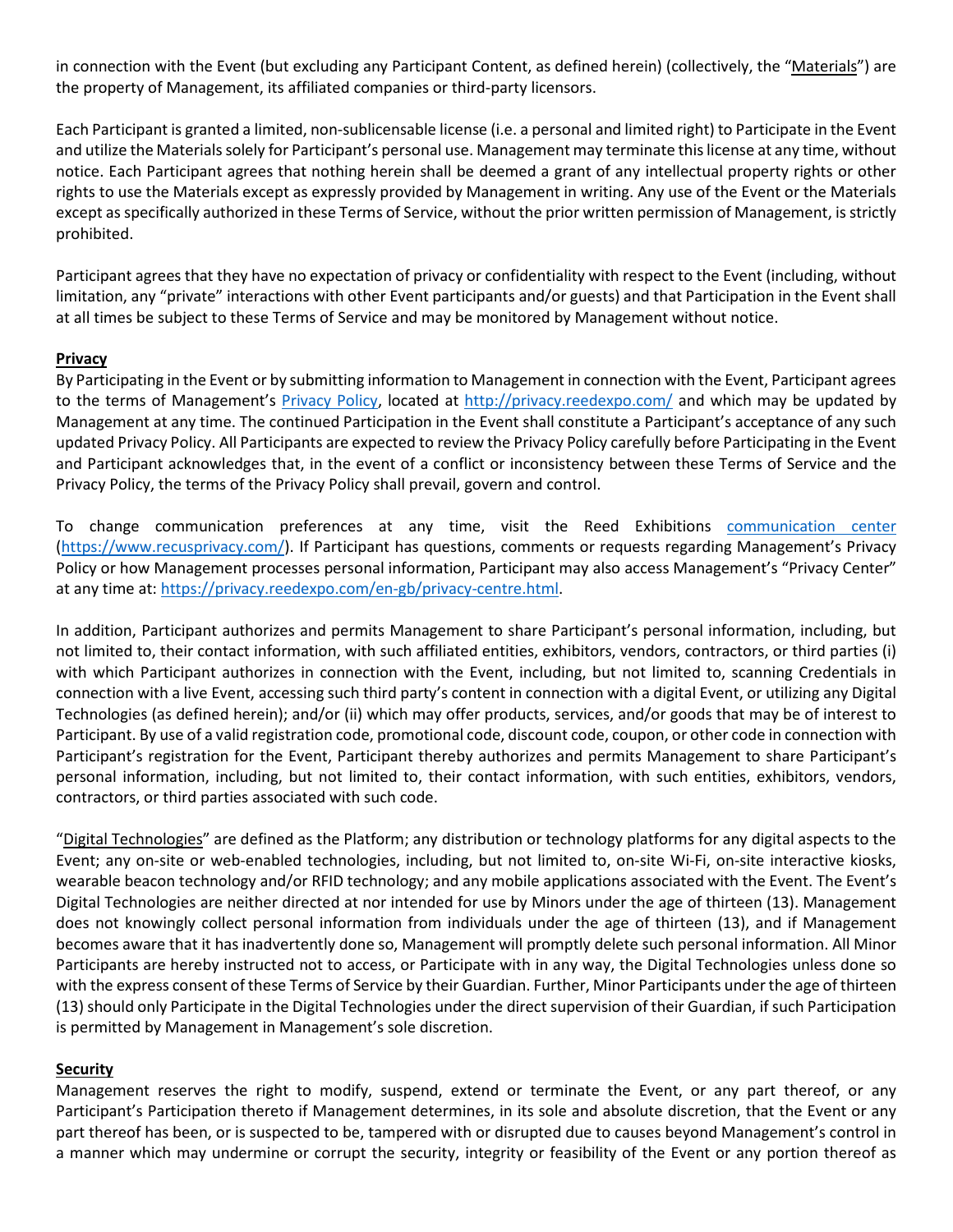in connection with the Event (but excluding any Participant Content, as defined herein) (collectively, the "Materials") are the property of Management, its affiliated companies or third-party licensors.

Each Participant is granted a limited, non-sublicensable license (i.e. a personal and limited right) to Participate in the Event and utilize the Materials solely for Participant's personal use. Management may terminate this license at any time, without notice. Each Participant agrees that nothing herein shall be deemed a grant of any intellectual property rights or other rights to use the Materials except as expressly provided by Management in writing. Any use of the Event or the Materials except as specifically authorized in these Terms of Service, without the prior written permission of Management, is strictly prohibited.

Participant agrees that they have no expectation of privacy or confidentiality with respect to the Event (including, without limitation, any "private" interactions with other Event participants and/or guests) and that Participation in the Event shall at all times be subject to these Terms of Service and may be monitored by Management without notice.

**Privacy**

By Participating in the Event or by submitting information to Management in connection with the Event, Participant agrees to the terms of Management's Privacy Policy, located at http://privacy.reedexpo.com/ and which may be updated by Management at any time. The continued Participation in the Event shall constitute a Participant's acceptance of any such updated Privacy Policy. All Participants are expected to review the Privacy Policy carefully before Participating in the Event and Participant acknowledges that, in the event of a conflict or inconsistency between these Terms of Service and the Privacy Policy, the terms of the Privacy Policy shall prevail, govern and control.

To change communication preferences at any time, visit the Reed Exhibitions communication center (https://www.recusprivacy.com/). If Participant has questions, comments or requests regarding Management's Privacy Policy or how Management processes personal information, Participant may also access Management's "Privacy Center" at any time at: https://privacy.reedexpo.com/en-gb/privacy-centre.html.

In addition, Participant authorizes and permits Management to share Participant's personal information, including, but not limited to, their contact information, with such affiliated entities, exhibitors, vendors, contractors, or third parties (i) with which Participant authorizes in connection with the Event, including, but not limited to, scanning Credentials in connection with a live Event, accessing such third party's content in connection with a digital Event, or utilizing any Digital Technologies (as defined herein); and/or (ii) which may offer products, services, and/or goods that may be of interest to Participant. By use of a valid registration code, promotional code, discount code, coupon, or other code in connection with Participant's registration for the Event, Participant thereby authorizes and permits Management to share Participant's personal information, including, but not limited to, their contact information, with such entities, exhibitors, vendors, contractors, or third parties associated with such code.

"Digital Technologies" are defined as the Platform; any distribution or technology platforms for any digital aspects to the Event; any on-site or web-enabled technologies, including, but not limited to, on-site Wi-Fi, on-site interactive kiosks, wearable beacon technology and/or RFID technology; and any mobile applications associated with the Event. The Event's Digital Technologies are neither directed at nor intended for use by Minors under the age of thirteen (13). Management does not knowingly collect personal information from individuals under the age of thirteen (13), and if Management becomes aware that it has inadvertently done so, Management will promptly delete such personal information. All Minor Participants are hereby instructed not to access, or Participate with in any way, the Digital Technologies unless done so with the express consent of these Terms of Service by their Guardian. Further, Minor Participants under the age of thirteen (13) should only Participate in the Digital Technologies under the direct supervision of their Guardian, if such Participation is permitted by Management in Management's sole discretion.

**Security**

Management reserves the right to modify, suspend, extend or terminate the Event, or any part thereof, or any Participant's Participation thereto if Management determines, in its sole and absolute discretion, that the Event or any part thereof has been, or is suspected to be, tampered with or disrupted due to causes beyond Management's control in a manner which may undermine or corrupt the security, integrity or feasibility of the Event or any portion thereof as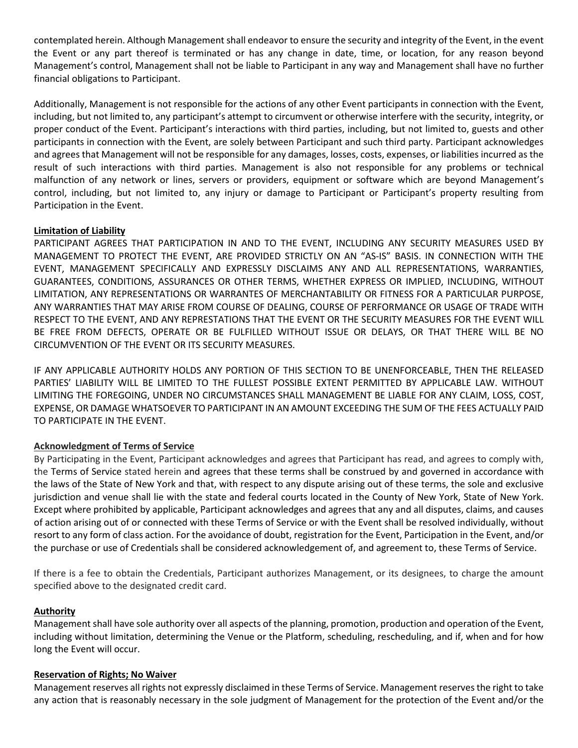contemplated herein. Although Management shall endeavor to ensure the security and integrity of the Event, in the event the Event or any part thereof is terminated or has any change in date, time, or location, for any reason beyond Management's control, Management shall not be liable to Participant in any way and Management shall have no further financial obligations to Participant.

Additionally, Management is not responsible for the actions of any other Event participants in connection with the Event, including, but not limited to, any participant's attempt to circumvent or otherwise interfere with the security, integrity, or proper conduct of the Event. Participant's interactions with third parties, including, but not limited to, guests and other participants in connection with the Event, are solely between Participant and such third party. Participant acknowledges and agrees that Management will not be responsible for any damages, losses, costs, expenses, or liabilities incurred as the result of such interactions with third parties. Management is also not responsible for any problems or technical malfunction of any network or lines, servers or providers, equipment or software which are beyond Management's control, including, but not limited to, any injury or damage to Participant or Participant's property resulting from Participation in the Event.

**Limitation of Liability**

PARTICIPANT AGREES THAT PARTICIPATION IN AND TO THE EVENT, INCLUDING ANY SECURITY MEASURES USED BY MANAGEMENT TO PROTECT THE EVENT, ARE PROVIDED STRICTLY ON AN "AS-IS" BASIS. IN CONNECTION WITH THE EVENT, MANAGEMENT SPECIFICALLY AND EXPRESSLY DISCLAIMS ANY AND ALL REPRESENTATIONS, WARRANTIES, GUARANTEES, CONDITIONS, ASSURANCES OR OTHER TERMS, WHETHER EXPRESS OR IMPLIED, INCLUDING, WITHOUT LIMITATION, ANY REPRESENTATIONS OR WARRANTES OF MERCHANTABILITY OR FITNESS FOR A PARTICULAR PURPOSE, ANY WARRANTIES THAT MAY ARISE FROM COURSE OF DEALING, COURSE OF PERFORMANCE OR USAGE OF TRADE WITH RESPECT TO THE EVENT, AND ANY REPRESTATIONS THAT THE EVENT OR THE SECURITY MEASURES FOR THE EVENT WILL BE FREE FROM DEFECTS, OPERATE OR BE FULFILLED WITHOUT ISSUE OR DELAYS, OR THAT THERE WILL BE NO CIRCUMVENTION OF THE EVENT OR ITS SECURITY MEASURES.

IF ANY APPLICABLE AUTHORITY HOLDS ANY PORTION OF THIS SECTION TO BE UNENFORCEABLE, THEN THE RELEASED PARTIES' LIABILITY WILL BE LIMITED TO THE FULLEST POSSIBLE EXTENT PERMITTED BY APPLICABLE LAW. WITHOUT LIMITING THE FOREGOING, UNDER NO CIRCUMSTANCES SHALL MANAGEMENT BE LIABLE FOR ANY CLAIM, LOSS, COST, EXPENSE, OR DAMAGE WHATSOEVER TO PARTICIPANT IN AN AMOUNT EXCEEDING THE SUM OF THE FEES ACTUALLY PAID TO PARTICIPATE IN THE EVENT.

**Acknowledgment of Terms of Service**

By Participating in the Event, Participant acknowledges and agrees that Participant has read, and agrees to comply with, the Terms of Service stated herein and agrees that these terms shall be construed by and governed in accordance with the laws of the State of New York and that, with respect to any dispute arising out of these terms, the sole and exclusive jurisdiction and venue shall lie with the state and federal courts located in the County of New York, State of New York. Except where prohibited by applicable, Participant acknowledges and agrees that any and all disputes, claims, and causes of action arising out of or connected with these Terms of Service or with the Event shall be resolved individually, without resort to any form of class action. For the avoidance of doubt, registration for the Event, Participation in the Event, and/or the purchase or use of Credentials shall be considered acknowledgement of, and agreement to, these Terms of Service.

If there is a fee to obtain the Credentials, Participant authorizes Management, or its designees, to charge the amount specified above to the designated credit card.

**Authority**

Management shall have sole authority over all aspects of the planning, promotion, production and operation of the Event, including without limitation, determining the Venue or the Platform, scheduling, rescheduling, and if, when and for how long the Event will occur.

**Reservation of Rights; No Waiver**

Management reserves all rights not expressly disclaimed in these Terms of Service. Management reserves the right to take any action that is reasonably necessary in the sole judgment of Management for the protection of the Event and/or the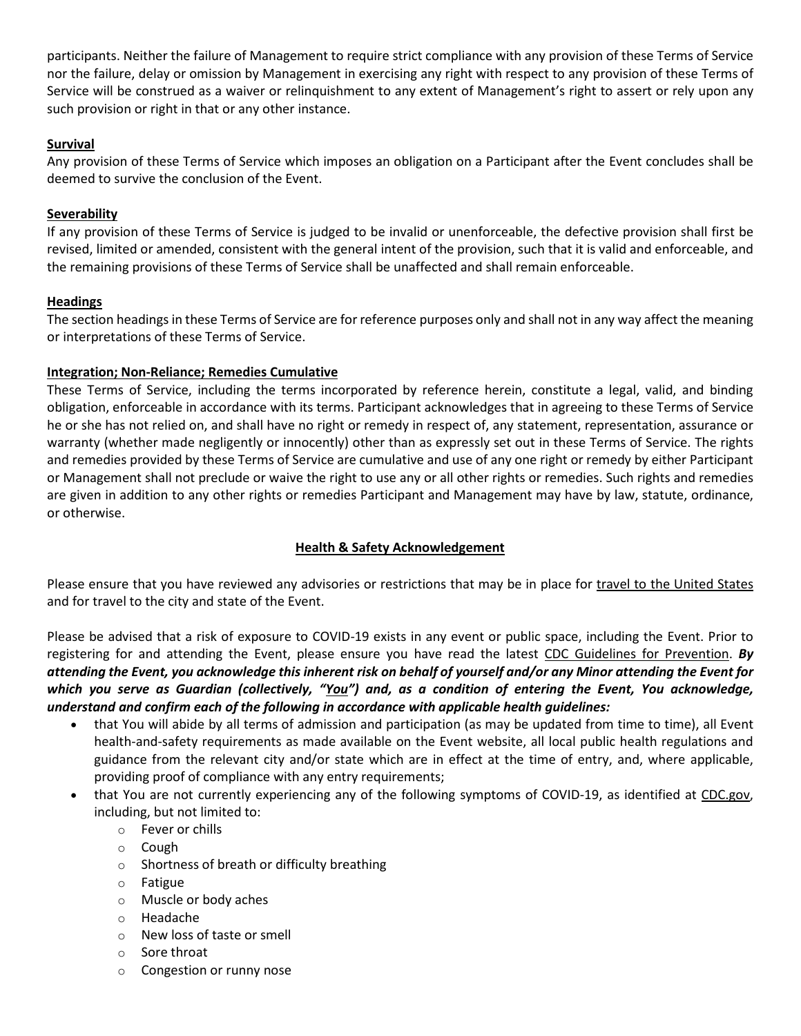participants. Neither the failure of Management to require strict compliance with any provision of these Terms of Service nor the failure, delay or omission by Management in exercising any right with respect to any provision of these Terms of Service will be construed as a waiver or relinquishment to any extent of Management's right to assert or rely upon any such provision or right in that or any other instance.

**Survival**

Any provision of these Terms of Service which imposes an obligation on a Participant after the Event concludes shall be deemed to survive the conclusion of the Event.

**Severability**

If any provision of these Terms of Service is judged to be invalid or unenforceable, the defective provision shall first be revised, limited or amended, consistent with the general intent of the provision, such that it is valid and enforceable, and the remaining provisions of these Terms of Service shall be unaffected and shall remain enforceable.

**Headings**

The section headings in these Terms of Service are for reference purposes only and shall not in any way affect the meaning or interpretations of these Terms of Service.

**Integration; Non-Reliance; Remedies Cumulative**

These Terms of Service, including the terms incorporated by reference herein, constitute a legal, valid, and binding obligation, enforceable in accordance with its terms. Participant acknowledges that in agreeing to these Terms of Service he or she has not relied on, and shall have no right or remedy in respect of, any statement, representation, assurance or warranty (whether made negligently or innocently) other than as expressly set out in these Terms of Service. The rights and remedies provided by these Terms of Service are cumulative and use of any one right or remedy by either Participant or Management shall not preclude or waive the right to use any or all other rights or remedies. Such rights and remedies are given in addition to any other rights or remedies Participant and Management may have by law, statute, ordinance, or otherwise.

## Health & Safety Acknowledgement

Please ensure that you have reviewed any advisories or restrictions that may be in place for travel to the United States and for travel to the city and state of the Event.

Please be advised that a risk of exposure to COVID-19 exists in any event or public space, including the Event. Prior to registering for and attending the Event, please ensure you have read the latest CDC Guidelines for Prevention. ***By attending the Event, you acknowledge this inherent risk on behalf of yourself and/or any Minor attending the Event for which you serve as Guardian (collectively, "You") and, as a condition of entering the Event, You acknowledge, understand and confirm each of the following in accordance with applicable health guidelines:***

- that You will abide by all terms of admission and participation (as may be updated from time to time), all Event health-and-safety requirements as made available on the Event website, all local public health regulations and guidance from the relevant city and/or state which are in effect at the time of entry, and, where applicable, providing proof of compliance with any entry requirements;
- that You are not currently experiencing any of the following symptoms of COVID-19, as identified at CDC.gov, including, but not limited to:
  - Fever or chills
  - Cough
  - Shortness of breath or difficulty breathing
  - Fatigue
  - Muscle or body aches
  - Headache
  - New loss of taste or smell
  - Sore throat
  - Congestion or runny nose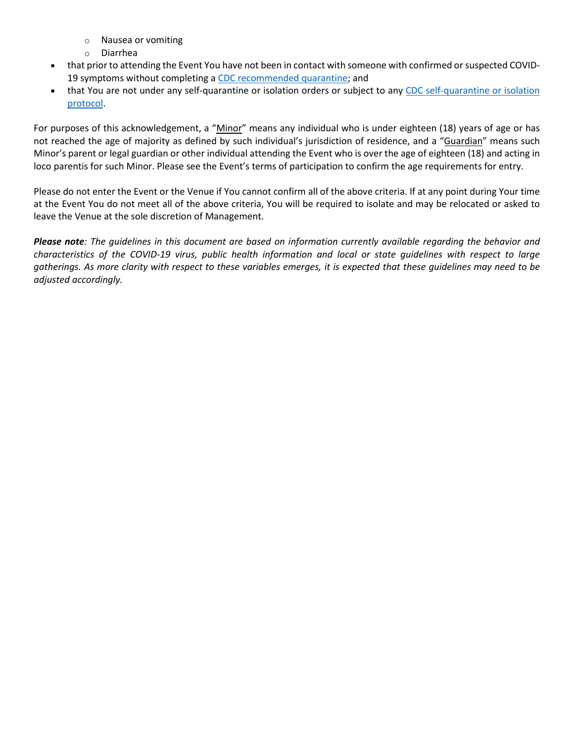- Nausea or vomiting
  - Diarrhea
- that prior to attending the Event You have not been in contact with someone with confirmed or suspected COVID-19 symptoms without completing a CDC recommended quarantine; and
- that You are not under any self-quarantine or isolation orders or subject to any CDC self-quarantine or isolation protocol.

For purposes of this acknowledgement, a "Minor" means any individual who is under eighteen (18) years of age or has not reached the age of majority as defined by such individual's jurisdiction of residence, and a "Guardian" means such Minor's parent or legal guardian or other individual attending the Event who is over the age of eighteen (18) and acting in loco parentis for such Minor. Please see the Event's terms of participation to confirm the age requirements for entry.

Please do not enter the Event or the Venue if You cannot confirm all of the above criteria. If at any point during Your time at the Event You do not meet all of the above criteria, You will be required to isolate and may be relocated or asked to leave the Venue at the sole discretion of Management.

***Please note**: The guidelines in this document are based on information currently available regarding the behavior and characteristics of the COVID-19 virus, public health information and local or state guidelines with respect to large gatherings. As more clarity with respect to these variables emerges, it is expected that these guidelines may need to be adjusted accordingly.*